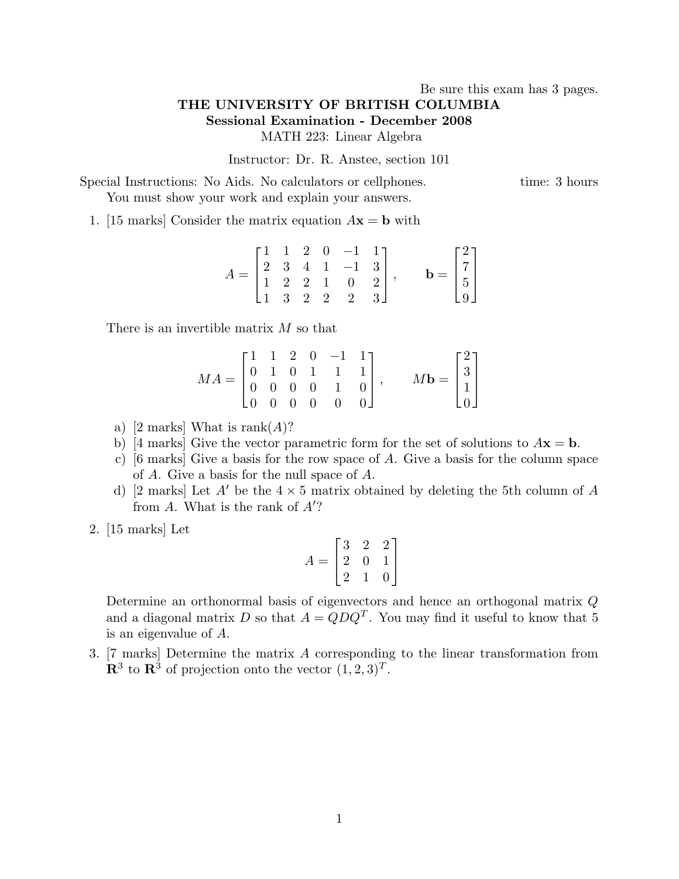Be sure this exam has 3 pages.

**THE UNIVERSITY OF BRITISH COLUMBIA**

**Sessional Examination - December 2008**

MATH 223: Linear Algebra

Instructor: Dr. R. Anstee, section 101

Special Instructions: No Aids. No calculators or cellphones. time: 3 hours
You must show your work and explain your answers.

1. [15 marks] Consider the matrix equation $A\mathbf{x} = \mathbf{b}$ with

$$A = \begin{bmatrix} 1 & 1 & 2 & 0 & -1 & 1 \\ 2 & 3 & 4 & 1 & -1 & 3 \\ 1 & 2 & 2 & 1 & 0 & 2 \\ 1 & 3 & 2 & 2 & 2 & 3 \end{bmatrix}, \qquad \mathbf{b} = \begin{bmatrix} 2 \\ 7 \\ 5 \\ 9 \end{bmatrix}$$

There is an invertible matrix $M$ so that

$$MA = \begin{bmatrix} 1 & 1 & 2 & 0 & -1 & 1 \\ 0 & 1 & 0 & 1 & 1 & 1 \\ 0 & 0 & 0 & 0 & 1 & 0 \\ 0 & 0 & 0 & 0 & 0 & 0 \end{bmatrix}, \qquad M\mathbf{b} = \begin{bmatrix} 2 \\ 3 \\ 1 \\ 0 \end{bmatrix}$$

   a) [2 marks] What is rank($A$)?

   b) [4 marks] Give the vector parametric form for the set of solutions to $A\mathbf{x} = \mathbf{b}$.

   c) [6 marks] Give a basis for the row space of $A$. Give a basis for the column space of $A$. Give a basis for the null space of $A$.

   d) [2 marks] Let $A'$ be the $4 \times 5$ matrix obtained by deleting the 5th column of $A$ from $A$. What is the rank of $A'$?

2. [15 marks] Let

$$A = \begin{bmatrix} 3 & 2 & 2 \\ 2 & 0 & 1 \\ 2 & 1 & 0 \end{bmatrix}$$

Determine an orthonormal basis of eigenvectors and hence an orthogonal matrix $Q$ and a diagonal matrix $D$ so that $A = QDQ^T$. You may find it useful to know that 5 is an eigenvalue of $A$.

3. [7 marks] Determine the matrix $A$ corresponding to the linear transformation from $\mathbf{R}^3$ to $\mathbf{R}^3$ of projection onto the vector $(1, 2, 3)^T$.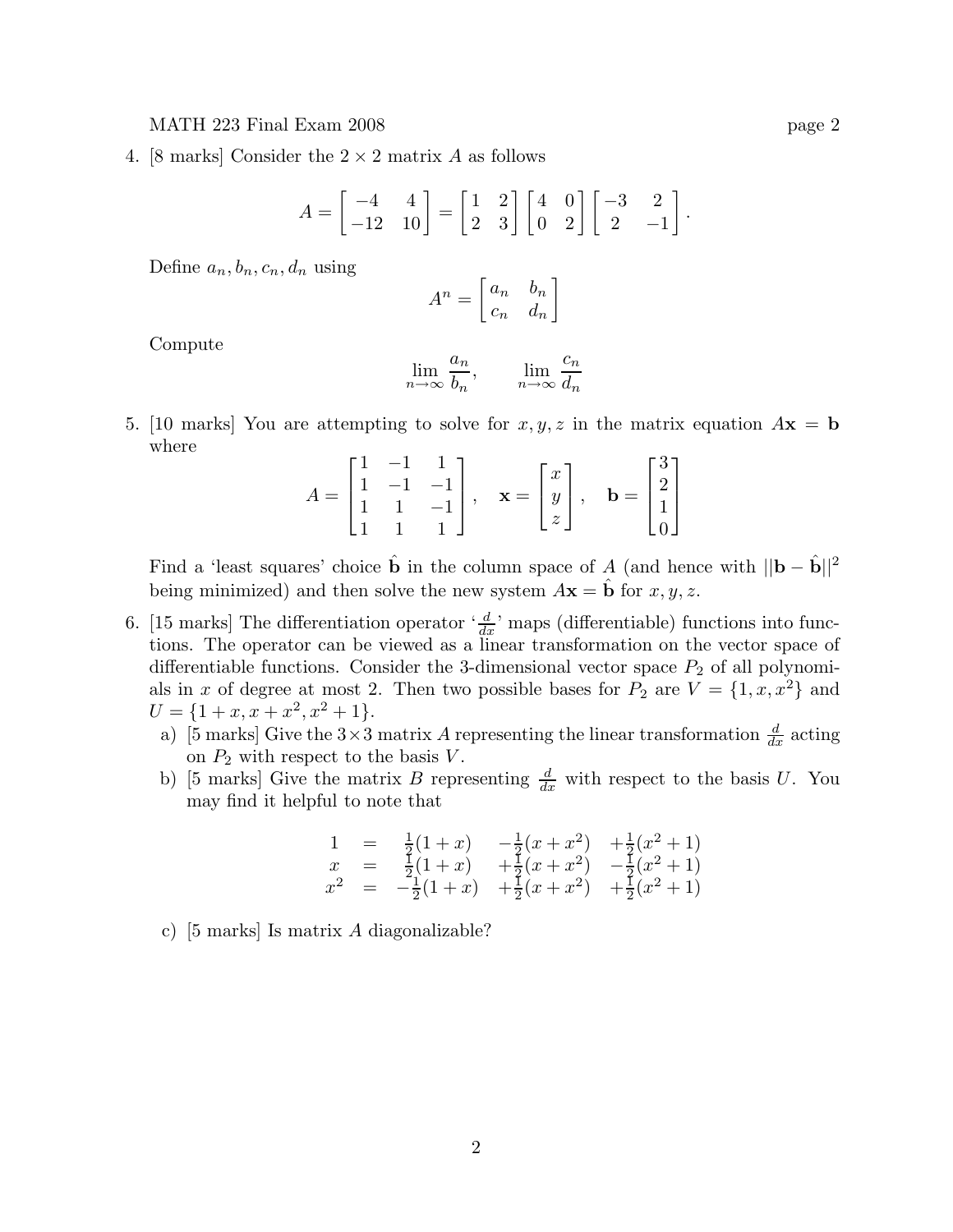4. [8 marks] Consider the $2 \times 2$ matrix $A$ as follows

$$A = \begin{bmatrix} -4 & 4 \\ -12 & 10 \end{bmatrix} = \begin{bmatrix} 1 & 2 \\ 2 & 3 \end{bmatrix} \begin{bmatrix} 4 & 0 \\ 0 & 2 \end{bmatrix} \begin{bmatrix} -3 & 2 \\ 2 & -1 \end{bmatrix}.$$

Define $a_n, b_n, c_n, d_n$ using

$$A^n = \begin{bmatrix} a_n & b_n \\ c_n & d_n \end{bmatrix}$$

Compute

$$\lim_{n\to\infty} \frac{a_n}{b_n}, \qquad \lim_{n\to\infty} \frac{c_n}{d_n}$$

5. [10 marks] You are attempting to solve for $x, y, z$ in the matrix equation $A\mathbf{x} = \mathbf{b}$ where

$$A = \begin{bmatrix} 1 & -1 & 1 \\ 1 & -1 & -1 \\ 1 & 1 & -1 \\ 1 & 1 & 1 \end{bmatrix}, \quad \mathbf{x} = \begin{bmatrix} x \\ y \\ z \end{bmatrix}, \quad \mathbf{b} = \begin{bmatrix} 3 \\ 2 \\ 1 \\ 0 \end{bmatrix}$$

Find a 'least squares' choice $\hat{\mathbf{b}}$ in the column space of $A$ (and hence with $||\mathbf{b} - \hat{\mathbf{b}}||^2$ being minimized) and then solve the new system $A\mathbf{x} = \hat{\mathbf{b}}$ for $x, y, z$.

6. [15 marks] The differentiation operator '$\frac{d}{dx}$' maps (differentiable) functions into functions. The operator can be viewed as a linear transformation on the vector space of differentiable functions. Consider the 3-dimensional vector space $P_2$ of all polynomials in $x$ of degree at most 2. Then two possible bases for $P_2$ are $V = \{1, x, x^2\}$ and $U = \{1 + x, x + x^2, x^2 + 1\}$.

   a) [5 marks] Give the $3 \times 3$ matrix $A$ representing the linear transformation $\frac{d}{dx}$ acting on $P_2$ with respect to the basis $V$.

   b) [5 marks] Give the matrix $B$ representing $\frac{d}{dx}$ with respect to the basis $U$. You may find it helpful to note that

$$\begin{aligned} 1 &= \tfrac{1}{2}(1+x) \quad -\tfrac{1}{2}(x+x^2) \quad +\tfrac{1}{2}(x^2+1) \\ x &= \tfrac{1}{2}(1+x) \quad +\tfrac{1}{2}(x+x^2) \quad -\tfrac{1}{2}(x^2+1) \\ x^2 &= -\tfrac{1}{2}(1+x) \quad +\tfrac{1}{2}(x+x^2) \quad +\tfrac{1}{2}(x^2+1) \end{aligned}$$

   c) [5 marks] Is matrix $A$ diagonalizable?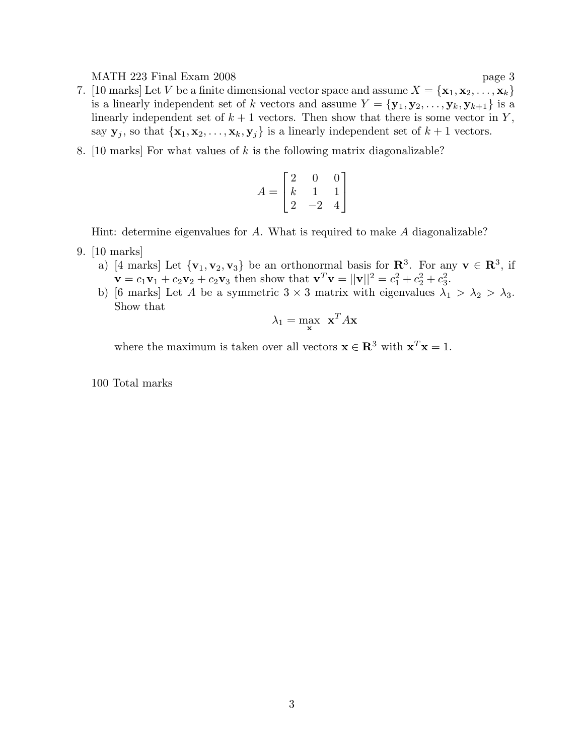7. [10 marks] Let $V$ be a finite dimensional vector space and assume $X = \{\mathbf{x}_1, \mathbf{x}_2, \ldots, \mathbf{x}_k\}$ is a linearly independent set of $k$ vectors and assume $Y = \{\mathbf{y}_1, \mathbf{y}_2, \ldots, \mathbf{y}_k, \mathbf{y}_{k+1}\}$ is a linearly independent set of $k+1$ vectors. Then show that there is some vector in $Y$, say $\mathbf{y}_j$, so that $\{\mathbf{x}_1, \mathbf{x}_2, \ldots, \mathbf{x}_k, \mathbf{y}_j\}$ is a linearly independent set of $k+1$ vectors.

8. [10 marks] For what values of $k$ is the following matrix diagonalizable?

$$A = \begin{bmatrix} 2 & 0 & 0 \\ k & 1 & 1 \\ 2 & -2 & 4 \end{bmatrix}$$

   Hint: determine eigenvalues for $A$. What is required to make $A$ diagonalizable?

9. [10 marks]

   a) [4 marks] Let $\{\mathbf{v}_1, \mathbf{v}_2, \mathbf{v}_3\}$ be an orthonormal basis for $\mathbf{R}^3$. For any $\mathbf{v} \in \mathbf{R}^3$, if $\mathbf{v} = c_1\mathbf{v}_1 + c_2\mathbf{v}_2 + c_2\mathbf{v}_3$ then show that $\mathbf{v}^T\mathbf{v} = ||\mathbf{v}||^2 = c_1^2 + c_2^2 + c_3^2$.

   b) [6 marks] Let $A$ be a symmetric $3 \times 3$ matrix with eigenvalues $\lambda_1 > \lambda_2 > \lambda_3$. Show that

$$\lambda_1 = \max_{\mathbf{x}} \ \mathbf{x}^T A\mathbf{x}$$

   where the maximum is taken over all vectors $\mathbf{x} \in \mathbf{R}^3$ with $\mathbf{x}^T\mathbf{x} = 1$.

100 Total marks